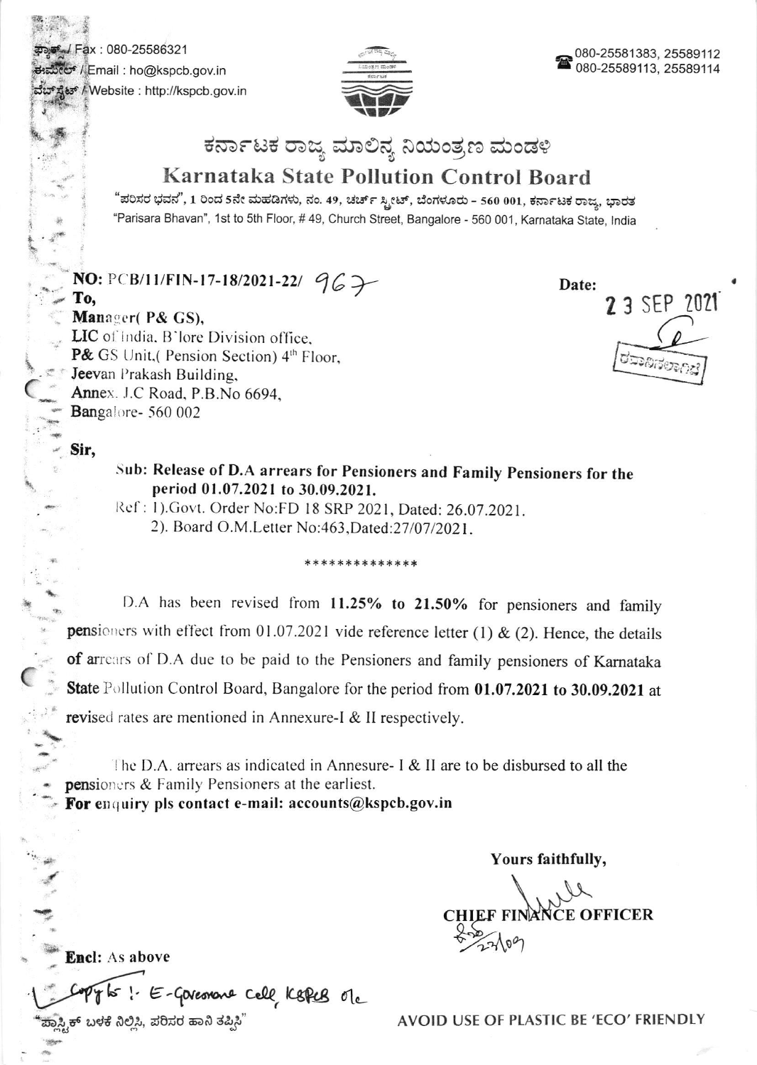ಫ್ಯಾಕ್ / Fax : 080-25586321
ಈಮೇಲ್ / Email : ho@kspcb.gov.in
ವೆಬ್‌ಸೈಟ್ / Website : http://kspcb.gov.in

080-25581383, 25589112
080-25589113, 25589114

# ಕರ್ನಾಟಕ ರಾಜ್ಯ ಮಾಲಿನ್ಯ ನಿಯಂತ್ರಣ ಮಂಡಳಿ

# Karnataka State Pollution Control Board

"ಪರಿಸರ ಭವನ", 1 ರಿಂದ 5ನೇ ಮಹಡಿಗಳು, ನಂ. 49, ಚರ್ಚ್ ಸ್ಟ್ರೀಟ್, ಬೆಂಗಳೂರು - 560 001, ಕರ್ನಾಟಕ ರಾಜ್ಯ, ಭಾರತ
"Parisara Bhavan", 1st to 5th Floor, # 49, Church Street, Bangalore - 560 001, Karnataka State, India

**NO:** PCB/11/FIN-17-18/2021-22/ 967

**Date:** 23 SEP 2021

**To,**
**Manager( P& GS),**
**LIC** of India, B'lore Division office,
**P&** GS Unit,( Pension Section) 4th Floor,
**Jeevan** Prakash Building,
**Annex.** J.C Road, P.B.No 6694,
**Bangalore**- 560 002

**Sir,**

**Sub: Release of D.A arrears for Pensioners and Family Pensioners for the period 01.07.2021 to 30.09.2021.**

Ref : 1).Govt. Order No:FD 18 SRP 2021, Dated: 26.07.2021.
2). Board O.M.Letter No:463,Dated:27/07/2021.

\*\*\*\*\*\*\*\*\*\*\*\*\*\*

D.A has been revised from **11.25% to 21.50%** for pensioners and family pensioners with effect from 01.07.2021 vide reference letter (1) & (2). Hence, the details of arrears of D.A due to be paid to the Pensioners and family pensioners of Karnataka State Pollution Control Board, Bangalore for the period from **01.07.2021 to 30.09.2021** at revised rates are mentioned in Annexure-I & II respectively.

The D.A. arrears as indicated in Annesure- I & II are to be disbursed to all the pensioners & Family Pensioners at the earliest.
**For enquiry pls contact e-mail: accounts@kspcb.gov.in**

**Yours faithfully,**

**CHIEF FINANCE OFFICER**

**Encl:** As above

Copy to :- E-Governance Cell, KSPCB O/c

"ಪ್ಲಾಸ್ಟಿಕ್ ಬಳಕೆ ನಿಲ್ಲಿಸಿ, ಪರಿಸರ ಹಾನಿ ತಪ್ಪಿಸಿ"

AVOID USE OF PLASTIC BE 'ECO' FRIENDLY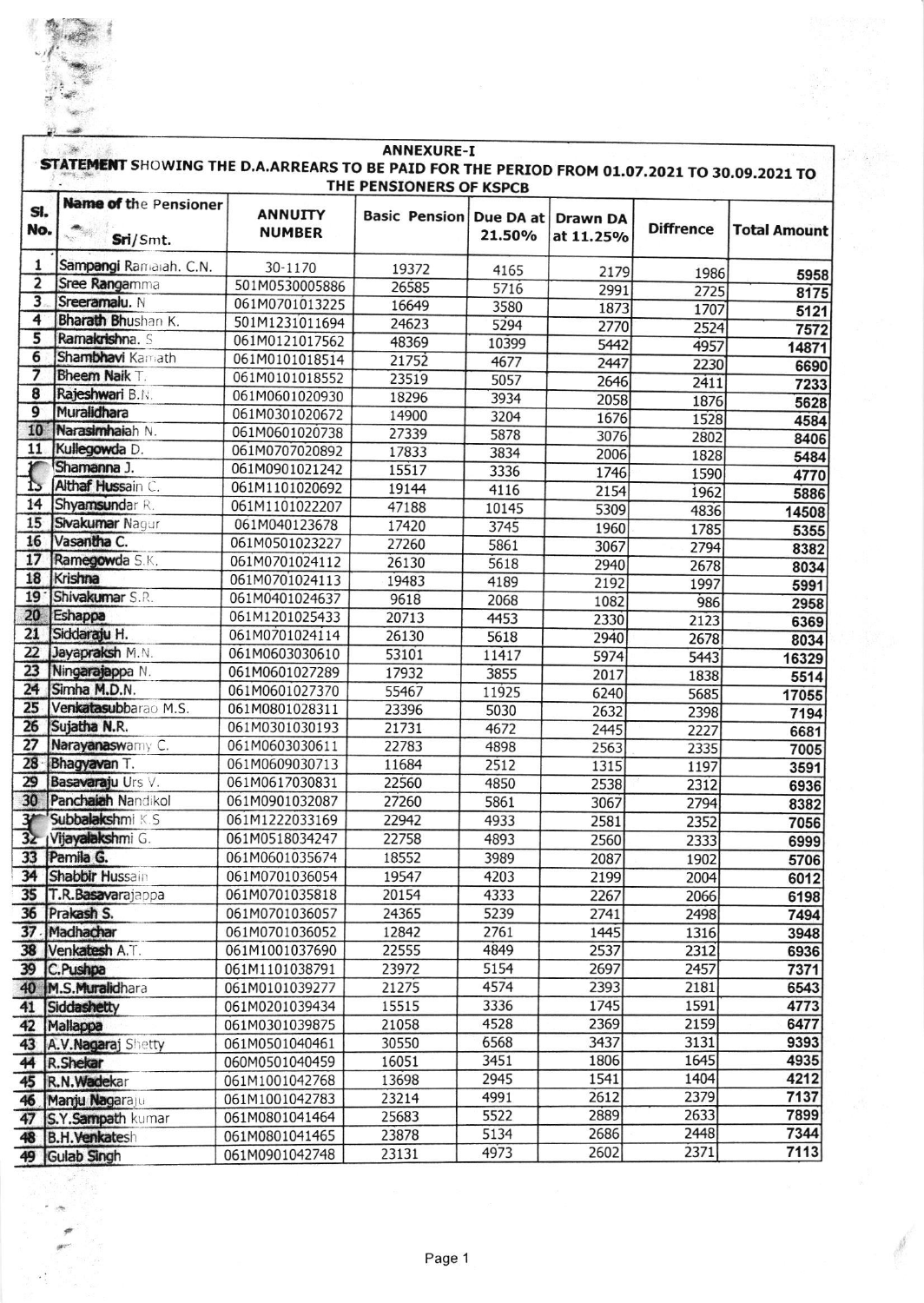## ANNEXURE-I

**STATEMENT SHOWING THE D.A.ARREARS TO BE PAID FOR THE PERIOD FROM 01.07.2021 TO 30.09.2021 TO THE PENSIONERS OF KSPCB**

| Sl. No. | Name of the Pensioner Sri/Smt. | ANNUITY NUMBER | Basic Pension | Due DA at 21.50% | Drawn DA at 11.25% | Diffrence | Total Amount |
|---|---|---|---|---|---|---|---|
| 1 | Sampangi Ramaiah. C.N. | 30-1170 | 19372 | 4165 | 2179 | 1986 | **5958** |
| 2 | Sree Rangamma | 501M0530005886 | 26585 | 5716 | 2991 | 2725 | **8175** |
| 3 | Sreeramalu. N | 061M0701013225 | 16649 | 3580 | 1873 | 1707 | **5121** |
| 4 | Bharath Bhushan K. | 501M1231011694 | 24623 | 5294 | 2770 | 2524 | **7572** |
| 5 | Ramakrishna. S | 061M0121017562 | 48369 | 10399 | 5442 | 4957 | **14871** |
| 6 | Shambhavi Kamath | 061M0101018514 | 21752 | 4677 | 2447 | 2230 | **6690** |
| 7 | Bheem Naik T. | 061M0101018552 | 23519 | 5057 | 2646 | 2411 | **7233** |
| 8 | Rajeshwari B.N. | 061M0601020930 | 18296 | 3934 | 2058 | 1876 | **5628** |
| 9 | Muralidhara | 061M0301020672 | 14900 | 3204 | 1676 | 1528 | **4584** |
| 10 | Narasimhaiah N. | 061M0601020738 | 27339 | 5878 | 3076 | 2802 | **8406** |
| 11 | Kullegowda D. | 061M0707020892 | 17833 | 3834 | 2006 | 1828 | **5484** |
| 12 | Shamanna J. | 061M0901021242 | 15517 | 3336 | 1746 | 1590 | **4770** |
| 13 | Althaf Hussain C. | 061M1101020692 | 19144 | 4116 | 2154 | 1962 | **5886** |
| 14 | Shyamsundar R. | 061M1101022207 | 47188 | 10145 | 5309 | 4836 | **14508** |
| 15 | Sivakumar Nagur | 061M040123678 | 17420 | 3745 | 1960 | 1785 | **5355** |
| 16 | Vasantha C. | 061M0501023227 | 27260 | 5861 | 3067 | 2794 | **8382** |
| 17 | Ramegowda S.K. | 061M0701024112 | 26130 | 5618 | 2940 | 2678 | **8034** |
| 18 | Krishna | 061M0701024113 | 19483 | 4189 | 2192 | 1997 | **5991** |
| 19 | Shivakumar S.R. | 061M0401024637 | 9618 | 2068 | 1082 | 986 | **2958** |
| 20 | Eshappa | 061M1201025433 | 20713 | 4453 | 2330 | 2123 | **6369** |
| 21 | Siddaraju H. | 061M0701024114 | 26130 | 5618 | 2940 | 2678 | **8034** |
| 22 | Jayapraksh M.N. | 061M0603030610 | 53101 | 11417 | 5974 | 5443 | **16329** |
| 23 | Ningarajappa N. | 061M0601027289 | 17932 | 3855 | 2017 | 1838 | **5514** |
| 24 | Simha M.D.N. | 061M0601027370 | 55467 | 11925 | 6240 | 5685 | **17055** |
| 25 | Venkatasubbarao M.S. | 061M0801028311 | 23396 | 5030 | 2632 | 2398 | **7194** |
| 26 | Sujatha N.R. | 061M0301030193 | 21731 | 4672 | 2445 | 2227 | **6681** |
| 27 | Narayanaswamy C. | 061M0603030611 | 22783 | 4898 | 2563 | 2335 | **7005** |
| 28 | Bhagyavan T. | 061M0609030713 | 11684 | 2512 | 1315 | 1197 | **3591** |
| 29 | Basavaraju Urs V. | 061M0617030831 | 22560 | 4850 | 2538 | 2312 | **6936** |
| 30 | Panchaiah Nandikol | 061M0901032087 | 27260 | 5861 | 3067 | 2794 | **8382** |
| 31 | Subbalakshmi K.S | 061M1222033169 | 22942 | 4933 | 2581 | 2352 | **7056** |
| 32 | Vijayalakshmi G. | 061M0518034247 | 22758 | 4893 | 2560 | 2333 | **6999** |
| 33 | Pamila G. | 061M0601035674 | 18552 | 3989 | 2087 | 1902 | **5706** |
| 34 | Shabbir Hussain | 061M0701036054 | 19547 | 4203 | 2199 | 2004 | **6012** |
| 35 | T.R.Basavarajappa | 061M0701035818 | 20154 | 4333 | 2267 | 2066 | **6198** |
| 36 | Prakash S. | 061M0701036057 | 24365 | 5239 | 2741 | 2498 | **7494** |
| 37 | Madhachar | 061M0701036052 | 12842 | 2761 | 1445 | 1316 | **3948** |
| 38 | Venkatesh A.T. | 061M1001037690 | 22555 | 4849 | 2537 | 2312 | **6936** |
| 39 | C.Pushpa | 061M1101038791 | 23972 | 5154 | 2697 | 2457 | **7371** |
| 40 | M.S.Muralidhara | 061M0101039277 | 21275 | 4574 | 2393 | 2181 | **6543** |
| 41 | Siddashetty | 061M0201039434 | 15515 | 3336 | 1745 | 1591 | **4773** |
| 42 | Mallappa | 061M0301039875 | 21058 | 4528 | 2369 | 2159 | **6477** |
| 43 | A.V.Nagaraj Shetty | 061M0501040461 | 30550 | 6568 | 3437 | 3131 | **9393** |
| 44 | R.Shekar | 060M0501040459 | 16051 | 3451 | 1806 | 1645 | **4935** |
| 45 | R.N.Wadekar | 061M1001042768 | 13698 | 2945 | 1541 | 1404 | **4212** |
| 46 | Manju Nagaraju | 061M1001042783 | 23214 | 4991 | 2612 | 2379 | **7137** |
| 47 | S.Y.Sampath kumar | 061M0801041464 | 25683 | 5522 | 2889 | 2633 | **7899** |
| 48 | B.H.Venkatesh | 061M0801041465 | 23878 | 5134 | 2686 | 2448 | **7344** |
| 49 | Gulab Singh | 061M0901042748 | 23131 | 4973 | 2602 | 2371 | **7113** |